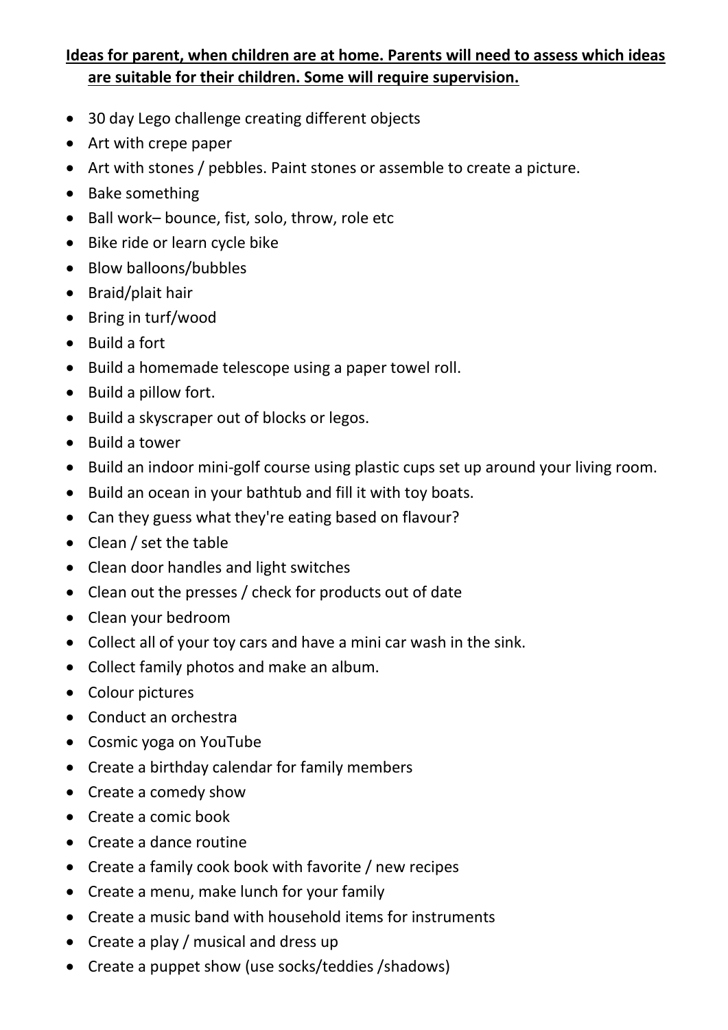**Ideas for parent, when children are at home. Parents will need to assess which ideas are suitable for their children. Some will require supervision.**

- 30 day Lego challenge creating different objects
- Art with crepe paper
- Art with stones / pebbles. Paint stones or assemble to create a picture.
- Bake something
- Ball work– bounce, fist, solo, throw, role etc
- Bike ride or learn cycle bike
- Blow balloons/bubbles
- Braid/plait hair
- Bring in turf/wood
- Build a fort
- Build a homemade telescope using a paper towel roll.
- Build a pillow fort.
- Build a skyscraper out of blocks or legos.
- Build a tower
- Build an indoor mini-golf course using plastic cups set up around your living room.
- Build an ocean in your bathtub and fill it with toy boats.
- Can they guess what they're eating based on flavour?
- Clean / set the table
- Clean door handles and light switches
- Clean out the presses / check for products out of date
- Clean your bedroom
- Collect all of your toy cars and have a mini car wash in the sink.
- Collect family photos and make an album.
- Colour pictures
- Conduct an orchestra
- Cosmic yoga on YouTube
- Create a birthday calendar for family members
- Create a comedy show
- Create a comic book
- Create a dance routine
- Create a family cook book with favorite / new recipes
- Create a menu, make lunch for your family
- Create a music band with household items for instruments
- Create a play / musical and dress up
- Create a puppet show (use socks/teddies /shadows)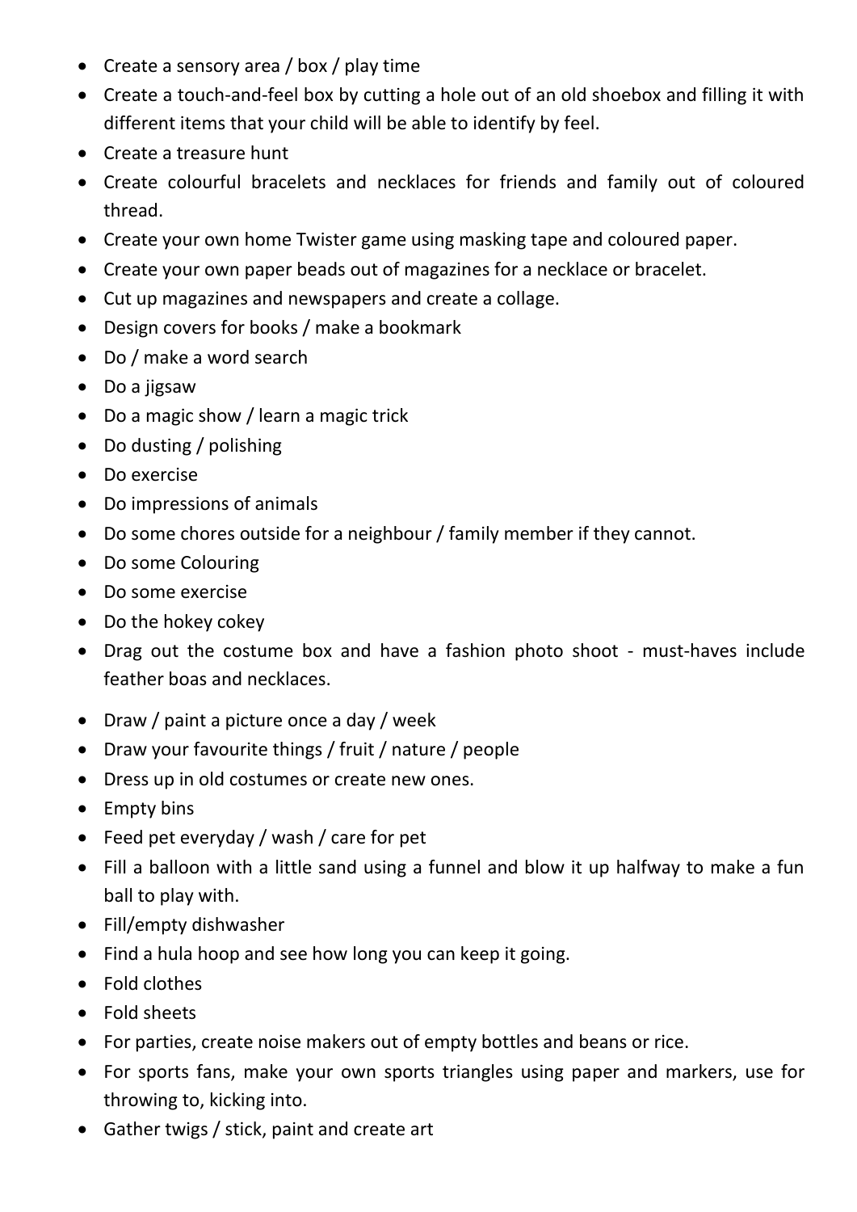- Create a sensory area / box / play time
- Create a touch-and-feel box by cutting a hole out of an old shoebox and filling it with different items that your child will be able to identify by feel.
- Create a treasure hunt
- Create colourful bracelets and necklaces for friends and family out of coloured thread.
- Create your own home Twister game using masking tape and coloured paper.
- Create your own paper beads out of magazines for a necklace or bracelet.
- Cut up magazines and newspapers and create a collage.
- Design covers for books / make a bookmark
- Do / make a word search
- Do a jigsaw
- Do a magic show / learn a magic trick
- Do dusting / polishing
- Do exercise
- Do impressions of animals
- Do some chores outside for a neighbour / family member if they cannot.
- Do some Colouring
- Do some exercise
- Do the hokey cokey
- Drag out the costume box and have a fashion photo shoot - must-haves include feather boas and necklaces.
- Draw / paint a picture once a day / week
- Draw your favourite things / fruit / nature / people
- Dress up in old costumes or create new ones.
- Empty bins
- Feed pet everyday / wash / care for pet
- Fill a balloon with a little sand using a funnel and blow it up halfway to make a fun ball to play with.
- Fill/empty dishwasher
- Find a hula hoop and see how long you can keep it going.
- Fold clothes
- Fold sheets
- For parties, create noise makers out of empty bottles and beans or rice.
- For sports fans, make your own sports triangles using paper and markers, use for throwing to, kicking into.
- Gather twigs / stick, paint and create art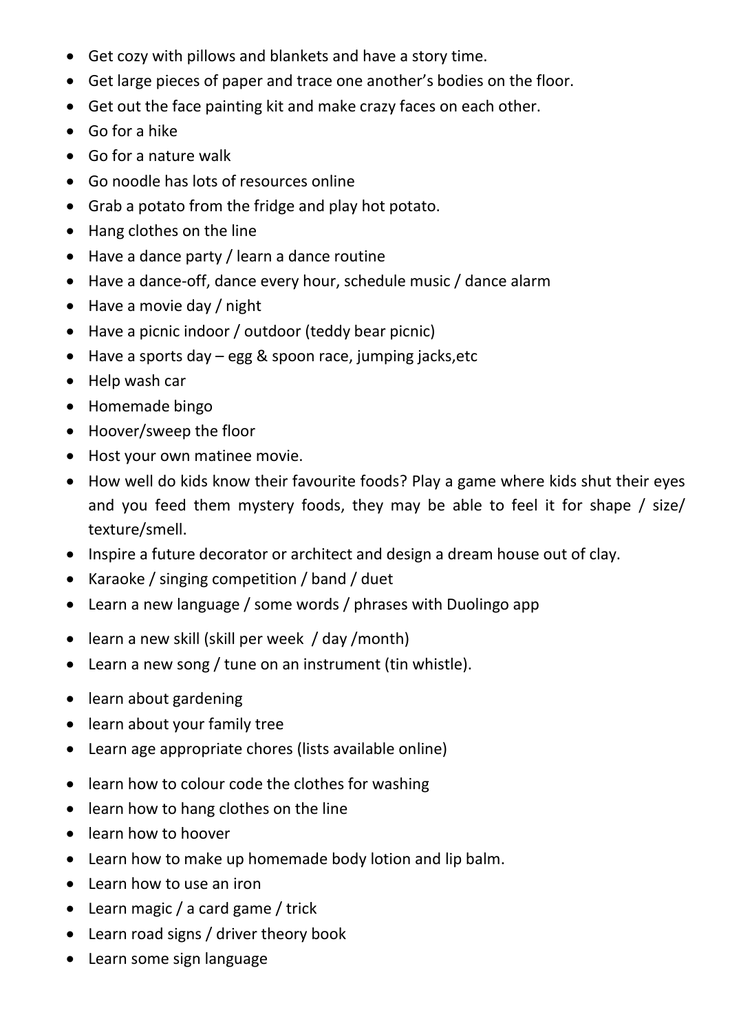- Get cozy with pillows and blankets and have a story time.
- Get large pieces of paper and trace one another's bodies on the floor.
- Get out the face painting kit and make crazy faces on each other.
- Go for a hike
- Go for a nature walk
- Go noodle has lots of resources online
- Grab a potato from the fridge and play hot potato.
- Hang clothes on the line
- Have a dance party / learn a dance routine
- Have a dance-off, dance every hour, schedule music / dance alarm
- Have a movie day / night
- Have a picnic indoor / outdoor (teddy bear picnic)
- Have a sports day – egg & spoon race, jumping jacks,etc
- Help wash car
- Homemade bingo
- Hoover/sweep the floor
- Host your own matinee movie.
- How well do kids know their favourite foods? Play a game where kids shut their eyes and you feed them mystery foods, they may be able to feel it for shape / size/ texture/smell.
- Inspire a future decorator or architect and design a dream house out of clay.
- Karaoke / singing competition / band / duet
- Learn a new language / some words / phrases with Duolingo app
- learn a new skill (skill per week / day /month)
- Learn a new song / tune on an instrument (tin whistle).
- learn about gardening
- learn about your family tree
- Learn age appropriate chores (lists available online)
- learn how to colour code the clothes for washing
- learn how to hang clothes on the line
- learn how to hoover
- Learn how to make up homemade body lotion and lip balm.
- Learn how to use an iron
- Learn magic / a card game / trick
- Learn road signs / driver theory book
- Learn some sign language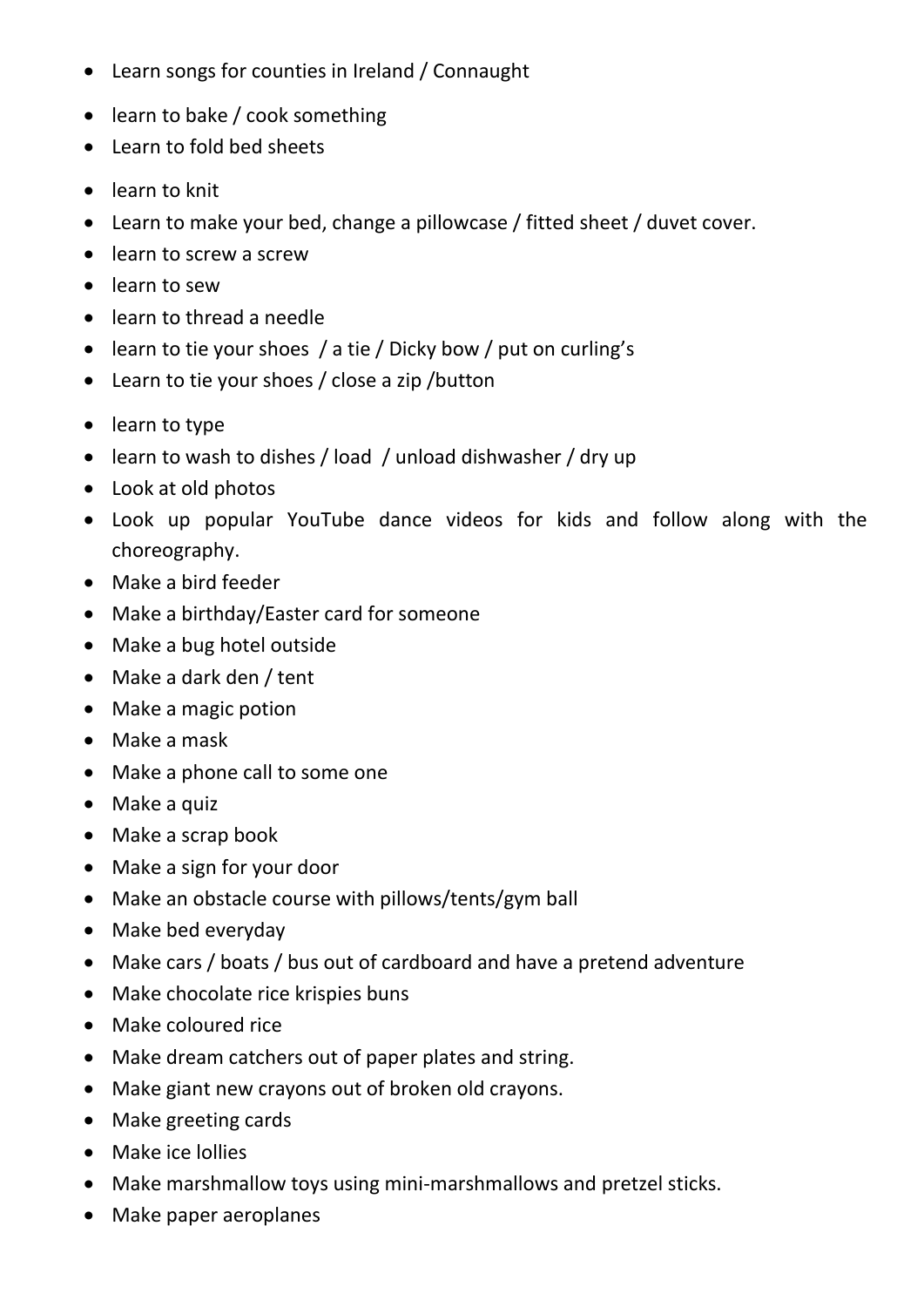- Learn songs for counties in Ireland / Connaught
- learn to bake / cook something
- Learn to fold bed sheets
- learn to knit
- Learn to make your bed, change a pillowcase / fitted sheet / duvet cover.
- learn to screw a screw
- learn to sew
- learn to thread a needle
- learn to tie your shoes / a tie / Dicky bow / put on curling's
- Learn to tie your shoes / close a zip /button
- learn to type
- learn to wash to dishes / load / unload dishwasher / dry up
- Look at old photos
- Look up popular YouTube dance videos for kids and follow along with the choreography.
- Make a bird feeder
- Make a birthday/Easter card for someone
- Make a bug hotel outside
- Make a dark den / tent
- Make a magic potion
- Make a mask
- Make a phone call to some one
- Make a quiz
- Make a scrap book
- Make a sign for your door
- Make an obstacle course with pillows/tents/gym ball
- Make bed everyday
- Make cars / boats / bus out of cardboard and have a pretend adventure
- Make chocolate rice krispies buns
- Make coloured rice
- Make dream catchers out of paper plates and string.
- Make giant new crayons out of broken old crayons.
- Make greeting cards
- Make ice lollies
- Make marshmallow toys using mini-marshmallows and pretzel sticks.
- Make paper aeroplanes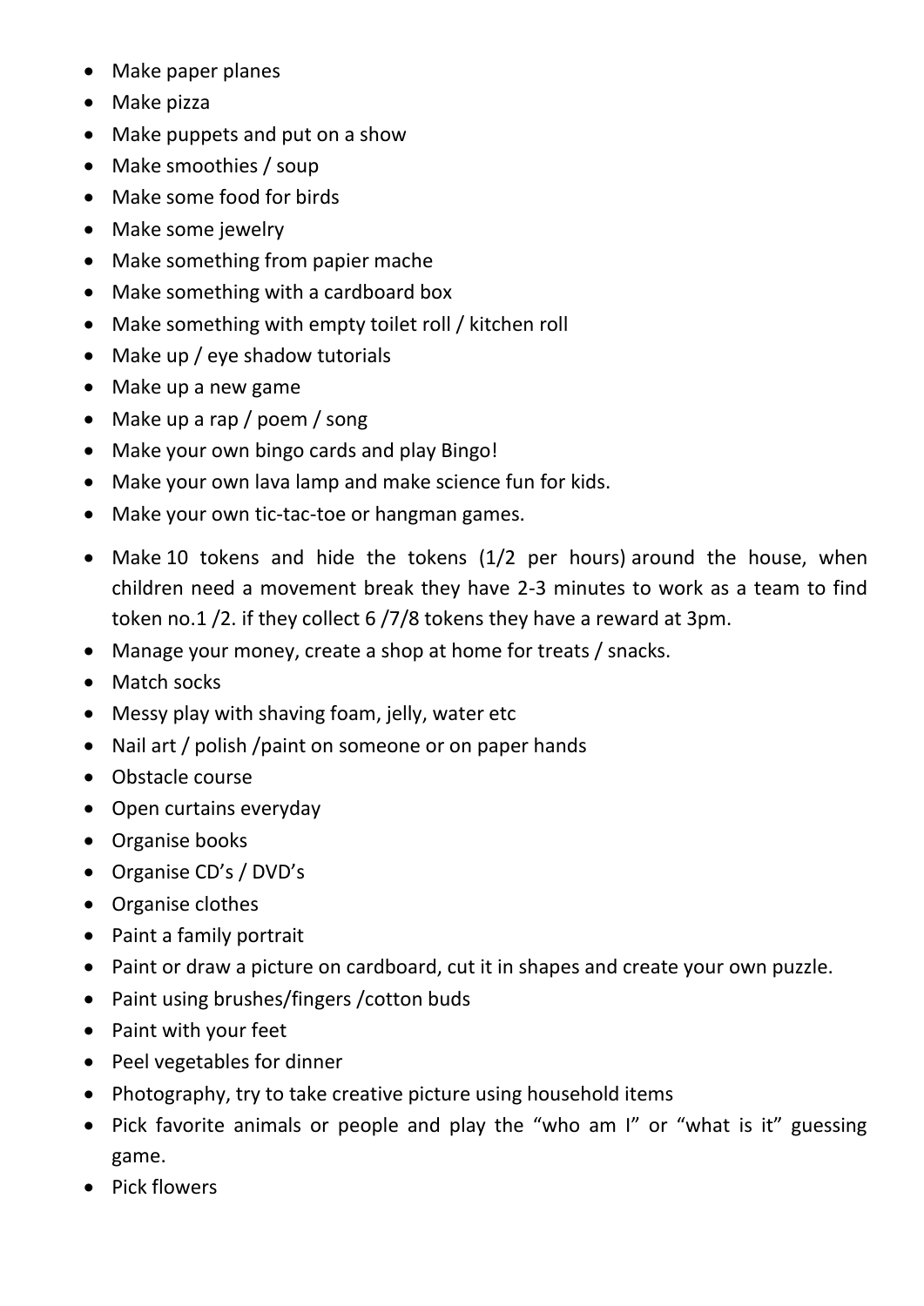- Make paper planes
- Make pizza
- Make puppets and put on a show
- Make smoothies / soup
- Make some food for birds
- Make some jewelry
- Make something from papier mache
- Make something with a cardboard box
- Make something with empty toilet roll / kitchen roll
- Make up / eye shadow tutorials
- Make up a new game
- Make up a rap / poem / song
- Make your own bingo cards and play Bingo!
- Make your own lava lamp and make science fun for kids.
- Make your own tic-tac-toe or hangman games.
- Make 10 tokens and hide the tokens (1/2 per hours) around the house, when children need a movement break they have 2-3 minutes to work as a team to find token no.1 /2. if they collect 6 /7/8 tokens they have a reward at 3pm.
- Manage your money, create a shop at home for treats / snacks.
- Match socks
- Messy play with shaving foam, jelly, water etc
- Nail art / polish /paint on someone or on paper hands
- Obstacle course
- Open curtains everyday
- Organise books
- Organise CD's / DVD's
- Organise clothes
- Paint a family portrait
- Paint or draw a picture on cardboard, cut it in shapes and create your own puzzle.
- Paint using brushes/fingers /cotton buds
- Paint with your feet
- Peel vegetables for dinner
- Photography, try to take creative picture using household items
- Pick favorite animals or people and play the "who am I" or "what is it" guessing game.
- Pick flowers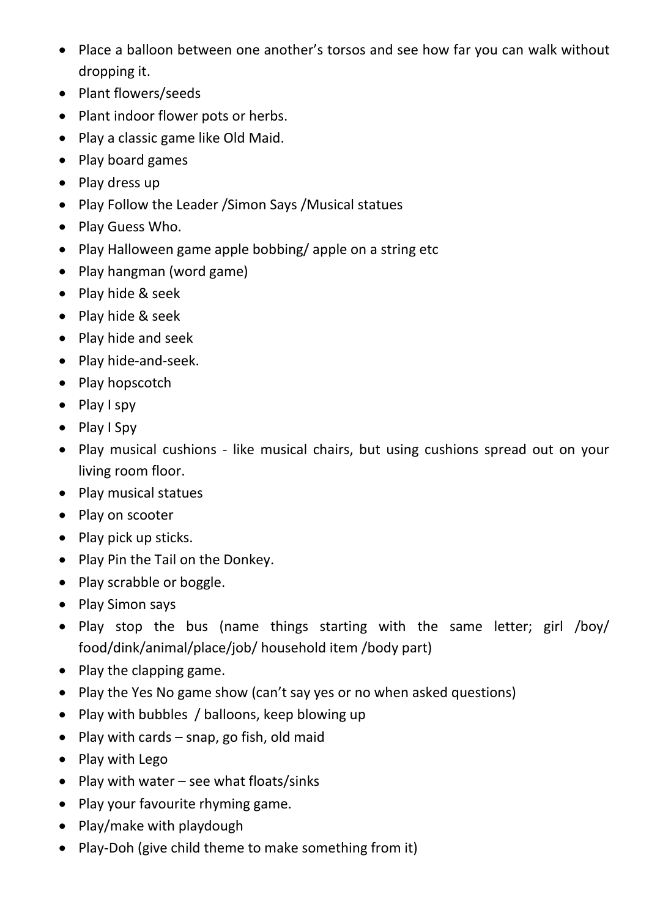- Place a balloon between one another's torsos and see how far you can walk without dropping it.
- Plant flowers/seeds
- Plant indoor flower pots or herbs.
- Play a classic game like Old Maid.
- Play board games
- Play dress up
- Play Follow the Leader /Simon Says /Musical statues
- Play Guess Who.
- Play Halloween game apple bobbing/ apple on a string etc
- Play hangman (word game)
- Play hide & seek
- Play hide & seek
- Play hide and seek
- Play hide-and-seek.
- Play hopscotch
- Play I spy
- Play I Spy
- Play musical cushions - like musical chairs, but using cushions spread out on your living room floor.
- Play musical statues
- Play on scooter
- Play pick up sticks.
- Play Pin the Tail on the Donkey.
- Play scrabble or boggle.
- Play Simon says
- Play stop the bus (name things starting with the same letter; girl /boy/ food/dink/animal/place/job/ household item /body part)
- Play the clapping game.
- Play the Yes No game show (can't say yes or no when asked questions)
- Play with bubbles / balloons, keep blowing up
- Play with cards – snap, go fish, old maid
- Play with Lego
- Play with water – see what floats/sinks
- Play your favourite rhyming game.
- Play/make with playdough
- Play-Doh (give child theme to make something from it)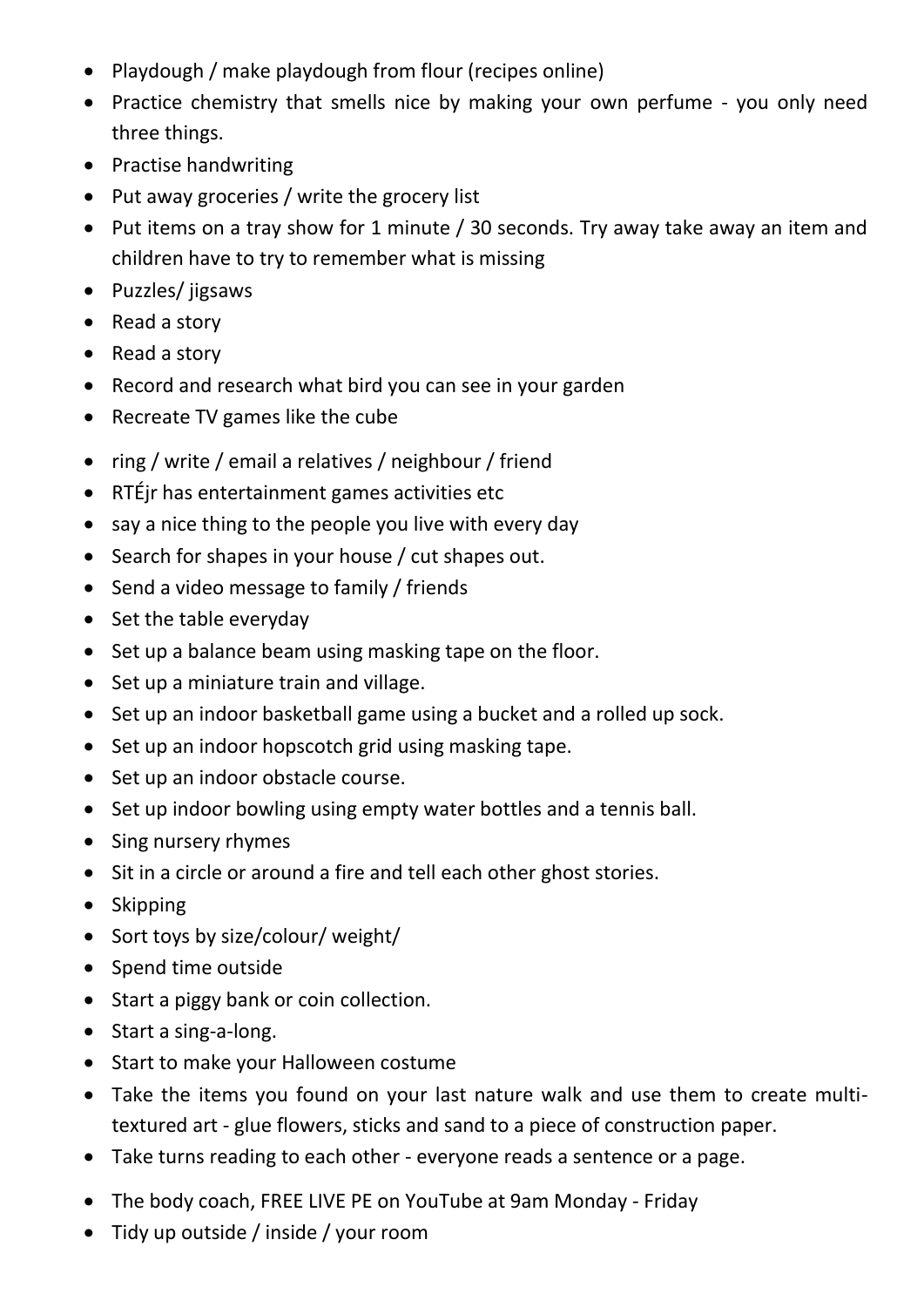- Playdough / make playdough from flour (recipes online)
- Practice chemistry that smells nice by making your own perfume - you only need three things.
- Practise handwriting
- Put away groceries / write the grocery list
- Put items on a tray show for 1 minute / 30 seconds. Try away take away an item and children have to try to remember what is missing
- Puzzles/ jigsaws
- Read a story
- Read a story
- Record and research what bird you can see in your garden
- Recreate TV games like the cube
- ring / write / email a relatives / neighbour / friend
- RTÉjr has entertainment games activities etc
- say a nice thing to the people you live with every day
- Search for shapes in your house / cut shapes out.
- Send a video message to family / friends
- Set the table everyday
- Set up a balance beam using masking tape on the floor.
- Set up a miniature train and village.
- Set up an indoor basketball game using a bucket and a rolled up sock.
- Set up an indoor hopscotch grid using masking tape.
- Set up an indoor obstacle course.
- Set up indoor bowling using empty water bottles and a tennis ball.
- Sing nursery rhymes
- Sit in a circle or around a fire and tell each other ghost stories.
- Skipping
- Sort toys by size/colour/ weight/
- Spend time outside
- Start a piggy bank or coin collection.
- Start a sing-a-long.
- Start to make your Halloween costume
- Take the items you found on your last nature walk and use them to create multi-textured art - glue flowers, sticks and sand to a piece of construction paper.
- Take turns reading to each other - everyone reads a sentence or a page.
- The body coach, FREE LIVE PE on YouTube at 9am Monday - Friday
- Tidy up outside / inside / your room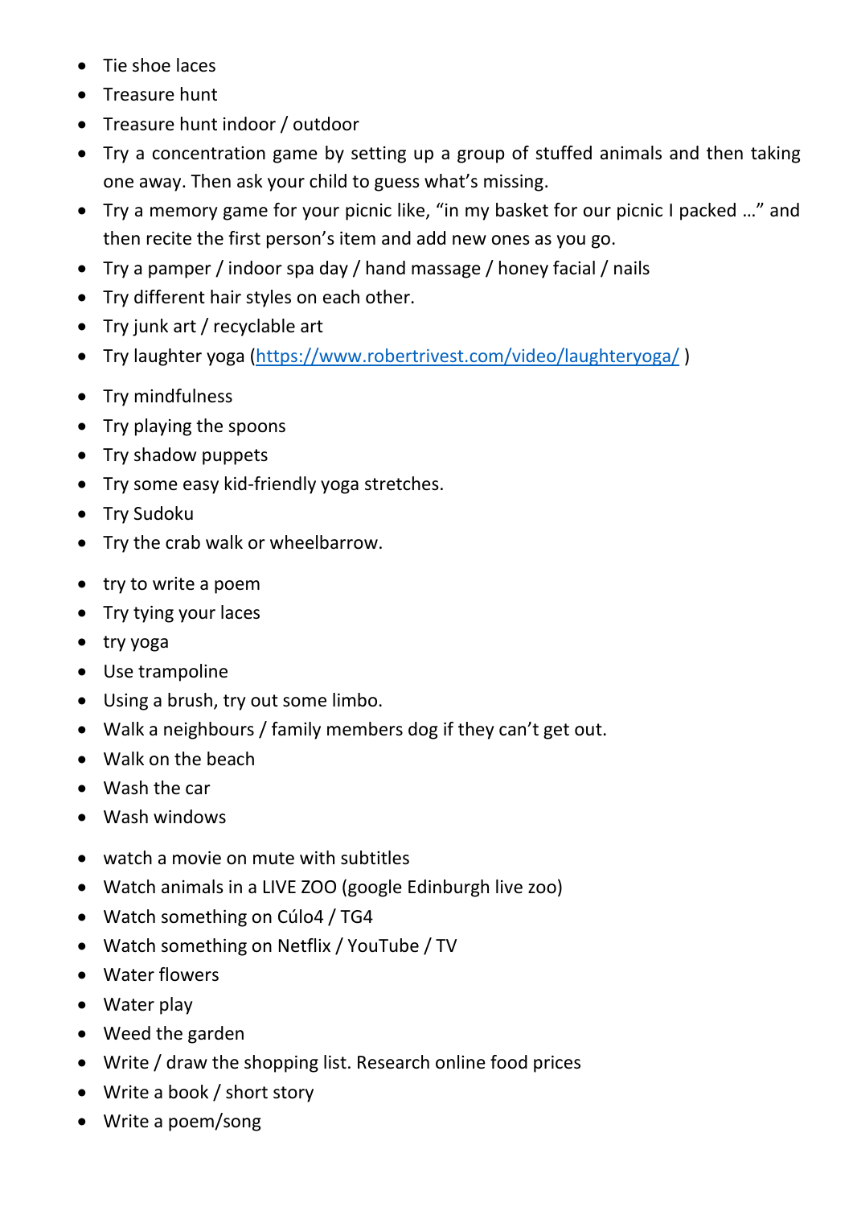- Tie shoe laces
- Treasure hunt
- Treasure hunt indoor / outdoor
- Try a concentration game by setting up a group of stuffed animals and then taking one away. Then ask your child to guess what's missing.
- Try a memory game for your picnic like, "in my basket for our picnic I packed …" and then recite the first person's item and add new ones as you go.
- Try a pamper / indoor spa day / hand massage / honey facial / nails
- Try different hair styles on each other.
- Try junk art / recyclable art
- Try laughter yoga (https://www.robertrivest.com/video/laughteryoga/ )
- Try mindfulness
- Try playing the spoons
- Try shadow puppets
- Try some easy kid-friendly yoga stretches.
- Try Sudoku
- Try the crab walk or wheelbarrow.
- try to write a poem
- Try tying your laces
- try yoga
- Use trampoline
- Using a brush, try out some limbo.
- Walk a neighbours / family members dog if they can't get out.
- Walk on the beach
- Wash the car
- Wash windows
- watch a movie on mute with subtitles
- Watch animals in a LIVE ZOO (google Edinburgh live zoo)
- Watch something on Cúlo4 / TG4
- Watch something on Netflix / YouTube / TV
- Water flowers
- Water play
- Weed the garden
- Write / draw the shopping list. Research online food prices
- Write a book / short story
- Write a poem/song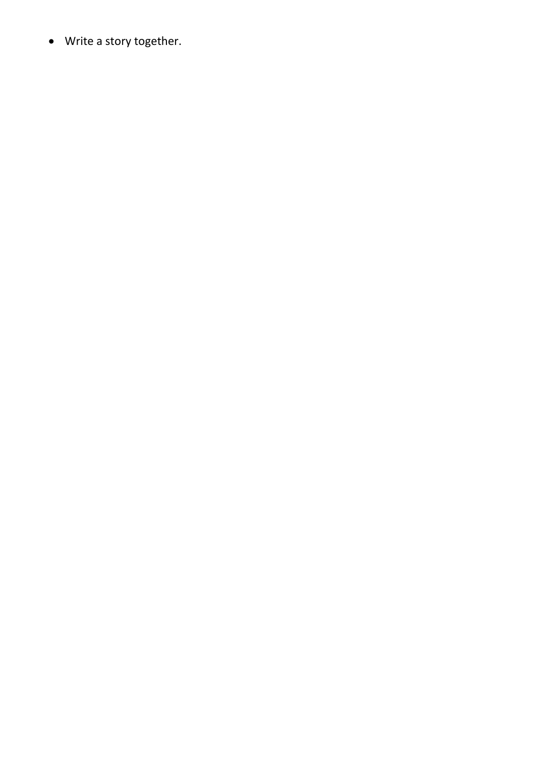- Write a story together.